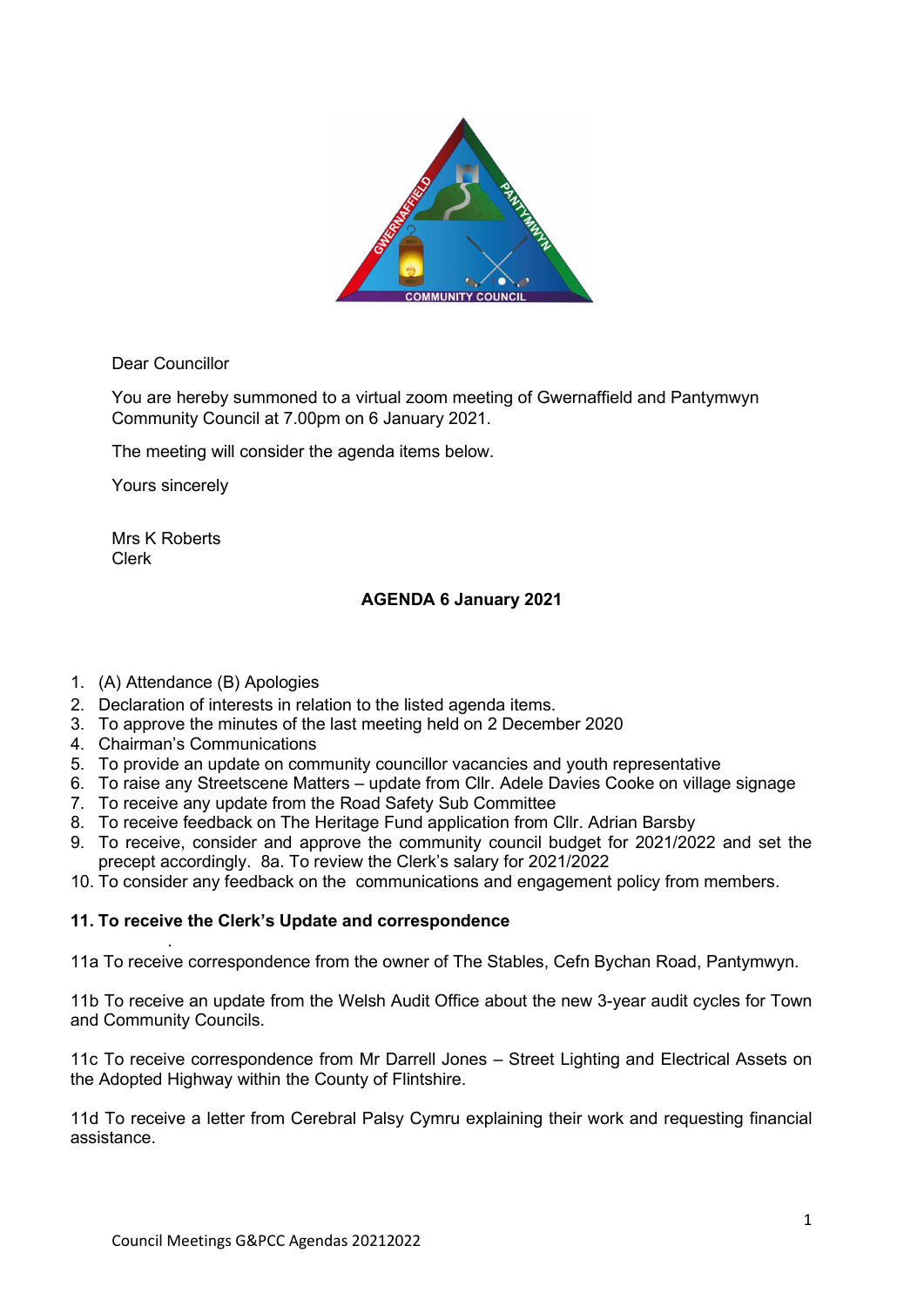Dear Councillor

You are hereby summoned to a virtual zoom meeting of Gwernaffield and Pantymwyn Community Council at 7.00pm on 6 January 2021.

The meeting will consider the agenda items below.

Yours sincerely

Mrs K Roberts
Clerk

## AGENDA 6 January 2021

1. (A) Attendance (B) Apologies
2. Declaration of interests in relation to the listed agenda items.
3. To approve the minutes of the last meeting held on 2 December 2020
4. Chairman's Communications
5. To provide an update on community councillor vacancies and youth representative
6. To raise any Streetscene Matters – update from Cllr. Adele Davies Cooke on village signage
7. To receive any update from the Road Safety Sub Committee
8. To receive feedback on The Heritage Fund application from Cllr. Adrian Barsby
9. To receive, consider and approve the community council budget for 2021/2022 and set the precept accordingly. 8a. To review the Clerk's salary for 2021/2022
10. To consider any feedback on the communications and engagement policy from members.

**11. To receive the Clerk's Update and correspondence**

11a To receive correspondence from the owner of The Stables, Cefn Bychan Road, Pantymwyn.

11b To receive an update from the Welsh Audit Office about the new 3-year audit cycles for Town and Community Councils.

11c To receive correspondence from Mr Darrell Jones – Street Lighting and Electrical Assets on the Adopted Highway within the County of Flintshire.

11d To receive a letter from Cerebral Palsy Cymru explaining their work and requesting financial assistance.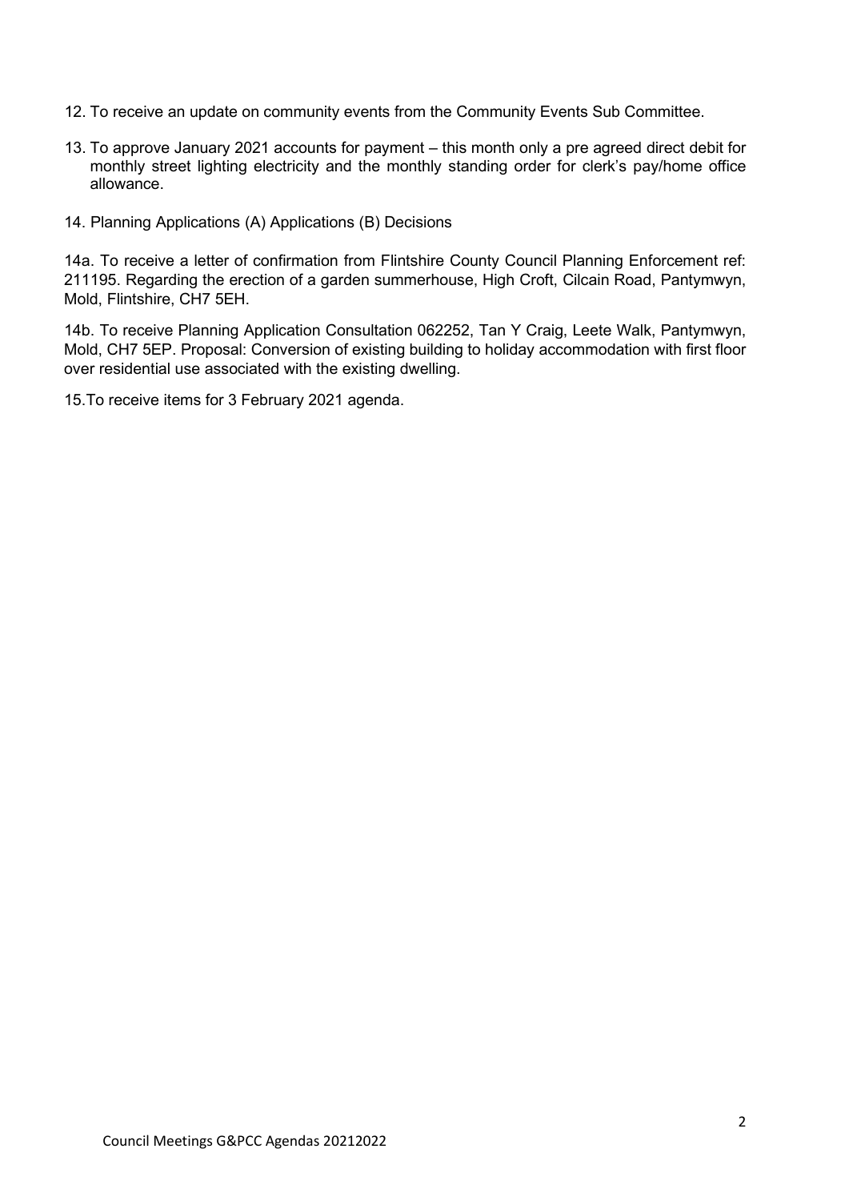12. To receive an update on community events from the Community Events Sub Committee.

13. To approve January 2021 accounts for payment – this month only a pre agreed direct debit for monthly street lighting electricity and the monthly standing order for clerk's pay/home office allowance.

14. Planning Applications (A) Applications (B) Decisions

14a. To receive a letter of confirmation from Flintshire County Council Planning Enforcement ref: 211195. Regarding the erection of a garden summerhouse, High Croft, Cilcain Road, Pantymwyn, Mold, Flintshire, CH7 5EH.

14b. To receive Planning Application Consultation 062252, Tan Y Craig, Leete Walk, Pantymwyn, Mold, CH7 5EP. Proposal: Conversion of existing building to holiday accommodation with first floor over residential use associated with the existing dwelling.

15.To receive items for 3 February 2021 agenda.